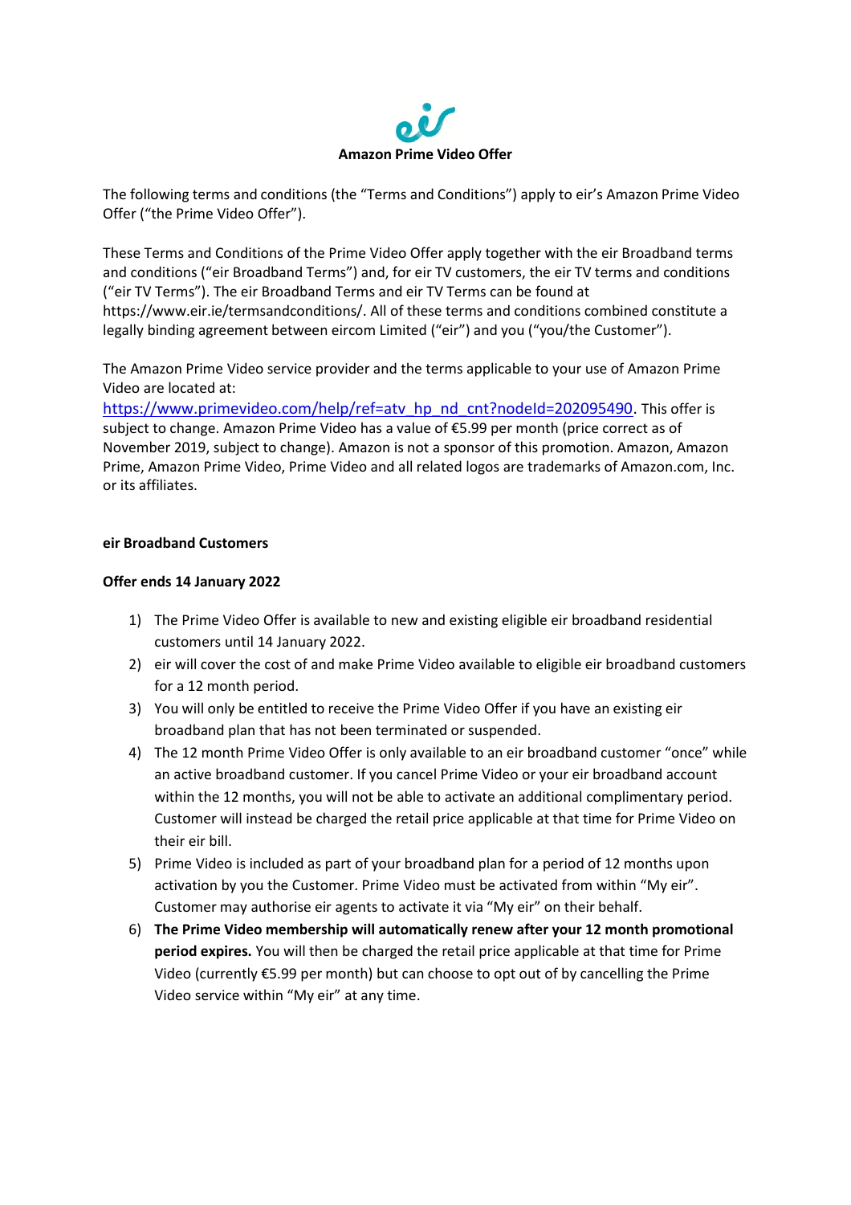# Amazon Prime Video Offer

The following terms and conditions (the "Terms and Conditions") apply to eir's Amazon Prime Video Offer ("the Prime Video Offer").

These Terms and Conditions of the Prime Video Offer apply together with the eir Broadband terms and conditions ("eir Broadband Terms") and, for eir TV customers, the eir TV terms and conditions ("eir TV Terms"). The eir Broadband Terms and eir TV Terms can be found at https://www.eir.ie/termsandconditions/. All of these terms and conditions combined constitute a legally binding agreement between eircom Limited ("eir") and you ("you/the Customer").

The Amazon Prime Video service provider and the terms applicable to your use of Amazon Prime Video are located at:
https://www.primevideo.com/help/ref=atv_hp_nd_cnt?nodeId=202095490. This offer is subject to change. Amazon Prime Video has a value of €5.99 per month (price correct as of November 2019, subject to change). Amazon is not a sponsor of this promotion. Amazon, Amazon Prime, Amazon Prime Video, Prime Video and all related logos are trademarks of Amazon.com, Inc. or its affiliates.

**eir Broadband Customers**

**Offer ends 14 January 2022**

1) The Prime Video Offer is available to new and existing eligible eir broadband residential customers until 14 January 2022.
2) eir will cover the cost of and make Prime Video available to eligible eir broadband customers for a 12 month period.
3) You will only be entitled to receive the Prime Video Offer if you have an existing eir broadband plan that has not been terminated or suspended.
4) The 12 month Prime Video Offer is only available to an eir broadband customer "once" while an active broadband customer. If you cancel Prime Video or your eir broadband account within the 12 months, you will not be able to activate an additional complimentary period. Customer will instead be charged the retail price applicable at that time for Prime Video on their eir bill.
5) Prime Video is included as part of your broadband plan for a period of 12 months upon activation by you the Customer. Prime Video must be activated from within "My eir". Customer may authorise eir agents to activate it via "My eir" on their behalf.
6) **The Prime Video membership will automatically renew after your 12 month promotional period expires.** You will then be charged the retail price applicable at that time for Prime Video (currently €5.99 per month) but can choose to opt out of by cancelling the Prime Video service within "My eir" at any time.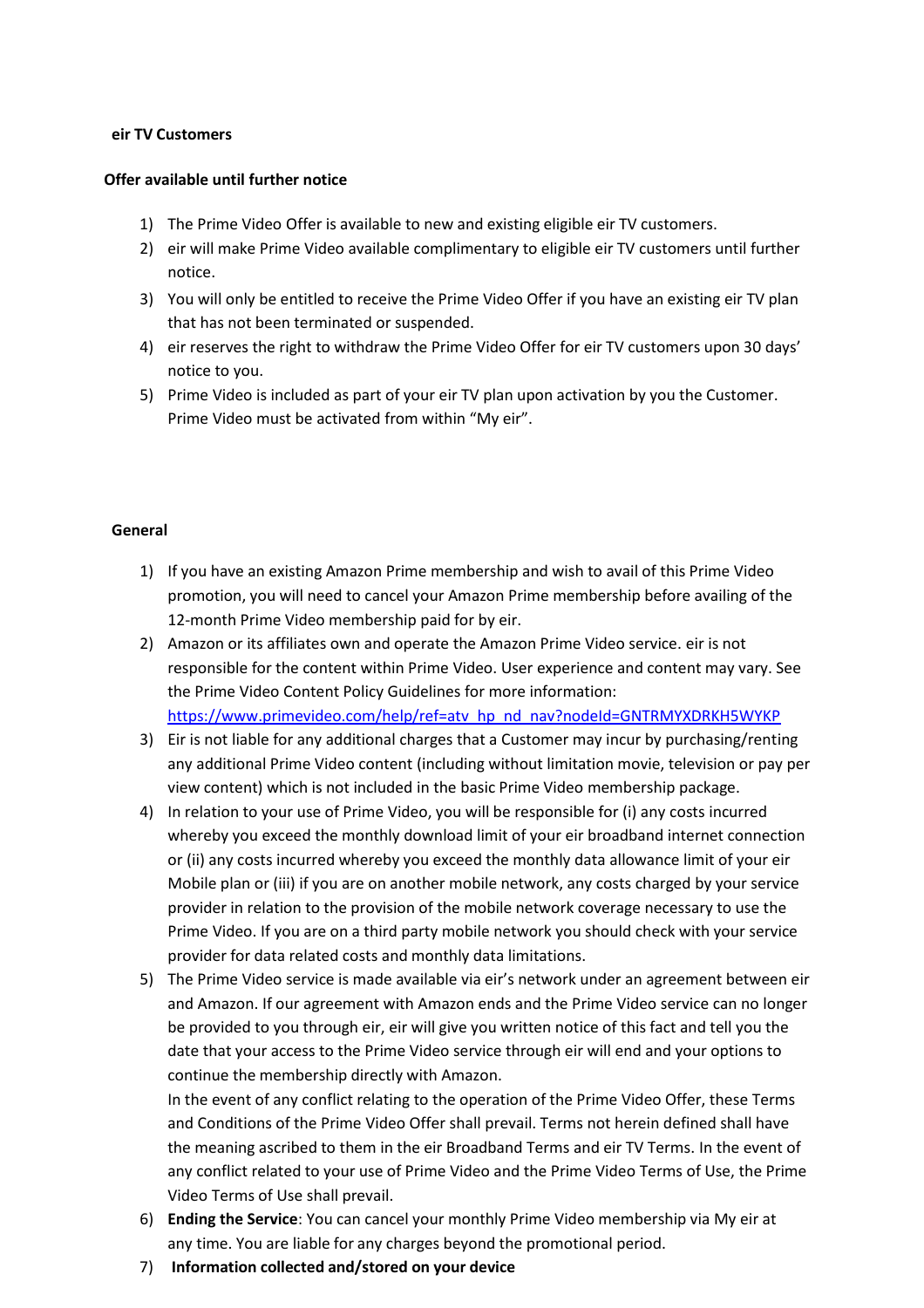**eir TV Customers**

**Offer available until further notice**

1) The Prime Video Offer is available to new and existing eligible eir TV customers.
2) eir will make Prime Video available complimentary to eligible eir TV customers until further notice.
3) You will only be entitled to receive the Prime Video Offer if you have an existing eir TV plan that has not been terminated or suspended.
4) eir reserves the right to withdraw the Prime Video Offer for eir TV customers upon 30 days' notice to you.
5) Prime Video is included as part of your eir TV plan upon activation by you the Customer. Prime Video must be activated from within "My eir".

**General**

1) If you have an existing Amazon Prime membership and wish to avail of this Prime Video promotion, you will need to cancel your Amazon Prime membership before availing of the 12-month Prime Video membership paid for by eir.
2) Amazon or its affiliates own and operate the Amazon Prime Video service. eir is not responsible for the content within Prime Video. User experience and content may vary. See the Prime Video Content Policy Guidelines for more information: https://www.primevideo.com/help/ref=atv_hp_nd_nav?nodeId=GNTRMYXDRKH5WYKP
3) Eir is not liable for any additional charges that a Customer may incur by purchasing/renting any additional Prime Video content (including without limitation movie, television or pay per view content) which is not included in the basic Prime Video membership package.
4) In relation to your use of Prime Video, you will be responsible for (i) any costs incurred whereby you exceed the monthly download limit of your eir broadband internet connection or (ii) any costs incurred whereby you exceed the monthly data allowance limit of your eir Mobile plan or (iii) if you are on another mobile network, any costs charged by your service provider in relation to the provision of the mobile network coverage necessary to use the Prime Video. If you are on a third party mobile network you should check with your service provider for data related costs and monthly data limitations.
5) The Prime Video service is made available via eir's network under an agreement between eir and Amazon. If our agreement with Amazon ends and the Prime Video service can no longer be provided to you through eir, eir will give you written notice of this fact and tell you the date that your access to the Prime Video service through eir will end and your options to continue the membership directly with Amazon.
   In the event of any conflict relating to the operation of the Prime Video Offer, these Terms and Conditions of the Prime Video Offer shall prevail. Terms not herein defined shall have the meaning ascribed to them in the eir Broadband Terms and eir TV Terms. In the event of any conflict related to your use of Prime Video and the Prime Video Terms of Use, the Prime Video Terms of Use shall prevail.
6) **Ending the Service**: You can cancel your monthly Prime Video membership via My eir at any time. You are liable for any charges beyond the promotional period.
7) **Information collected and/stored on your device**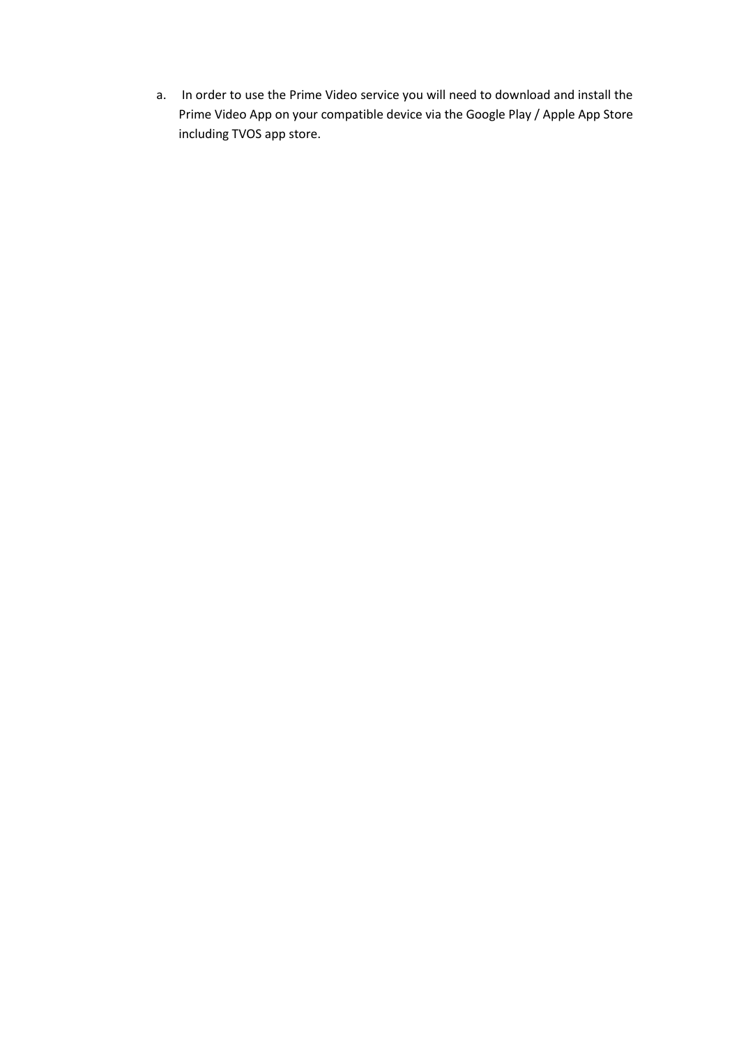a. In order to use the Prime Video service you will need to download and install the Prime Video App on your compatible device via the Google Play / Apple App Store including TVOS app store.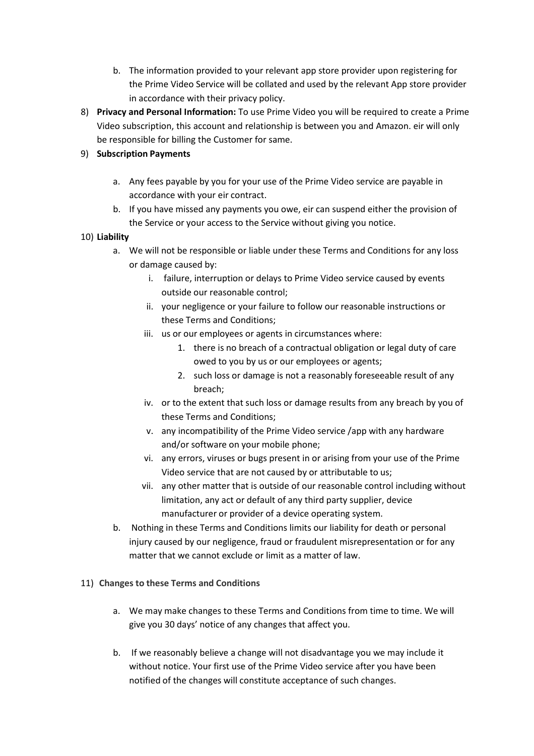b. The information provided to your relevant app store provider upon registering for the Prime Video Service will be collated and used by the relevant App store provider in accordance with their privacy policy.

8) **Privacy and Personal Information:** To use Prime Video you will be required to create a Prime Video subscription, this account and relationship is between you and Amazon. eir will only be responsible for billing the Customer for same.

9) **Subscription Payments**

   a. Any fees payable by you for your use of the Prime Video service are payable in accordance with your eir contract.
   b. If you have missed any payments you owe, eir can suspend either the provision of the Service or your access to the Service without giving you notice.

10) **Liability**

   a. We will not be responsible or liable under these Terms and Conditions for any loss or damage caused by:
      i. failure, interruption or delays to Prime Video service caused by events outside our reasonable control;
      ii. your negligence or your failure to follow our reasonable instructions or these Terms and Conditions;
      iii. us or our employees or agents in circumstances where:
         1. there is no breach of a contractual obligation or legal duty of care owed to you by us or our employees or agents;
         2. such loss or damage is not a reasonably foreseeable result of any breach;
      iv. or to the extent that such loss or damage results from any breach by you of these Terms and Conditions;
      v. any incompatibility of the Prime Video service /app with any hardware and/or software on your mobile phone;
      vi. any errors, viruses or bugs present in or arising from your use of the Prime Video service that are not caused by or attributable to us;
      vii. any other matter that is outside of our reasonable control including without limitation, any act or default of any third party supplier, device manufacturer or provider of a device operating system.
   b. Nothing in these Terms and Conditions limits our liability for death or personal injury caused by our negligence, fraud or fraudulent misrepresentation or for any matter that we cannot exclude or limit as a matter of law.

11) **Changes to these Terms and Conditions**

   a. We may make changes to these Terms and Conditions from time to time. We will give you 30 days' notice of any changes that affect you.

   b. If we reasonably believe a change will not disadvantage you we may include it without notice. Your first use of the Prime Video service after you have been notified of the changes will constitute acceptance of such changes.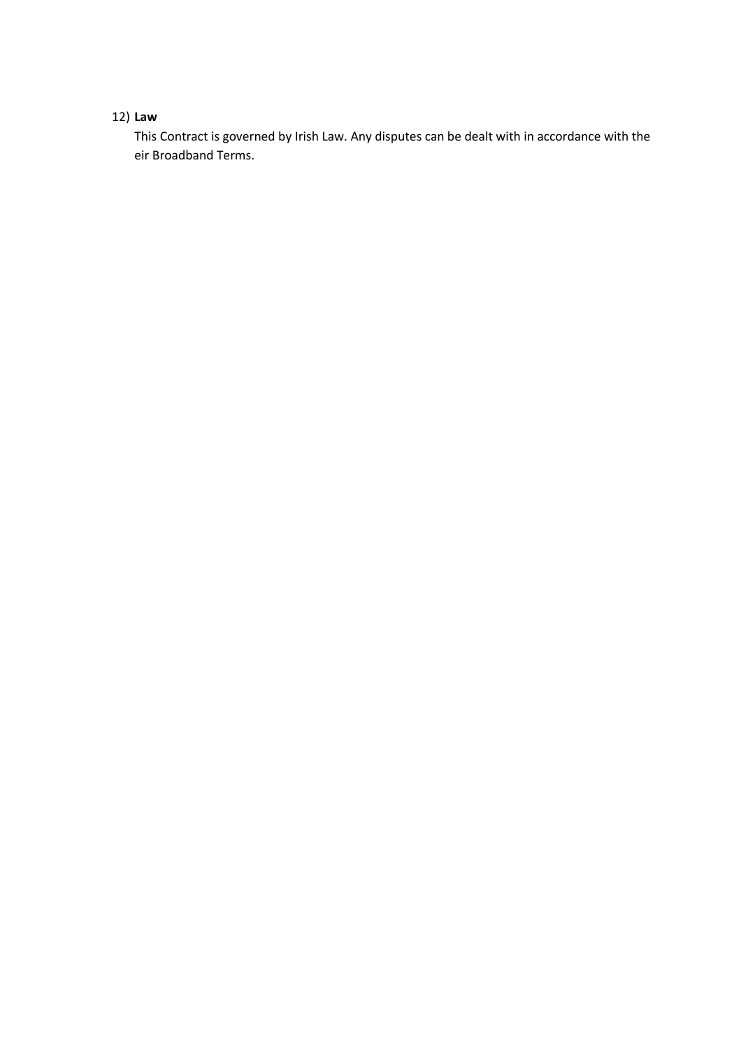12) **Law**

This Contract is governed by Irish Law. Any disputes can be dealt with in accordance with the eir Broadband Terms.